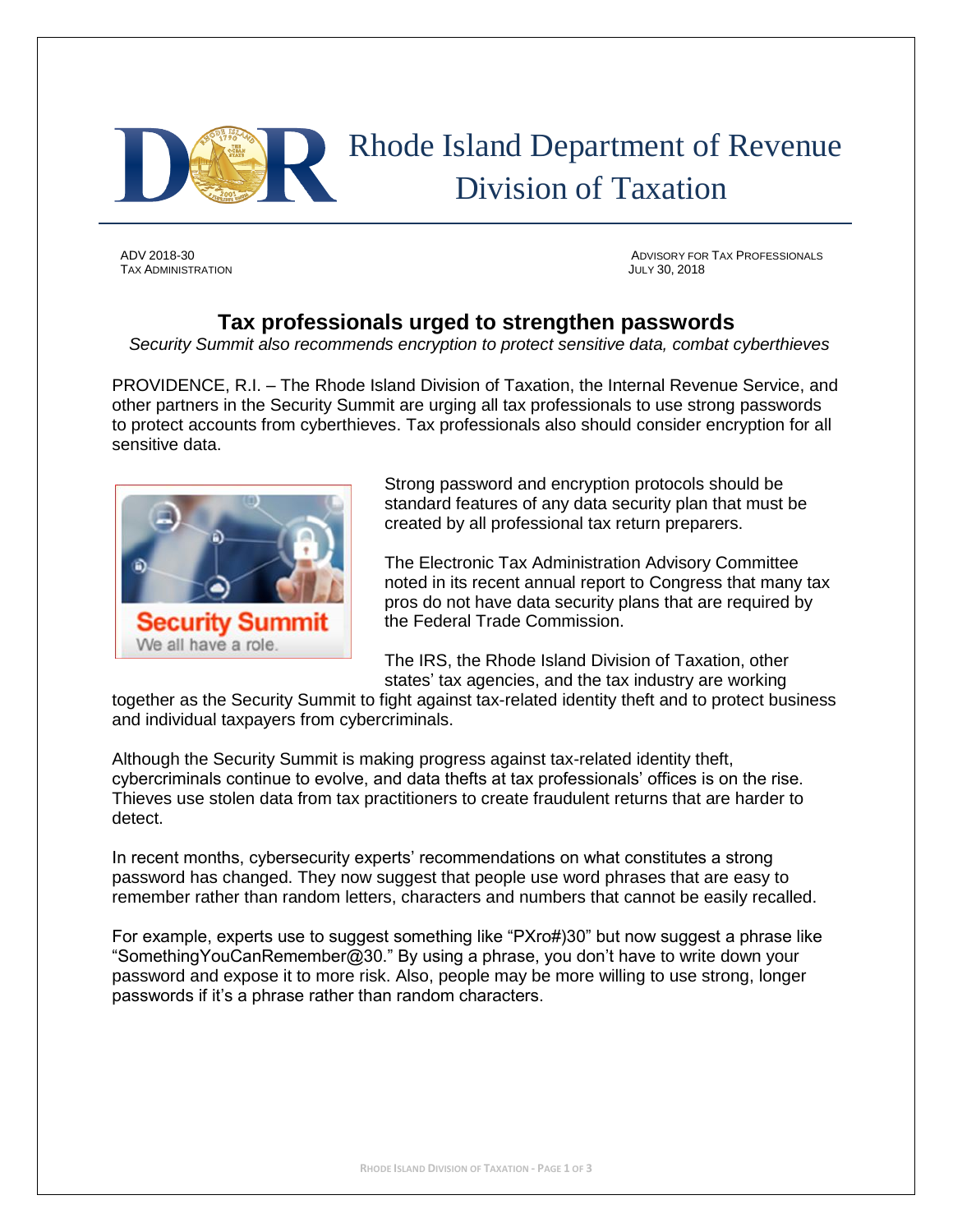# Rhode Island Department of Revenue
# Division of Taxation

ADV 2018-30
TAX ADMINISTRATION

ADVISORY FOR TAX PROFESSIONALS
JULY 30, 2018

## Tax professionals urged to strengthen passwords

*Security Summit also recommends encryption to protect sensitive data, combat cyberthieves*

PROVIDENCE, R.I. – The Rhode Island Division of Taxation, the Internal Revenue Service, and other partners in the Security Summit are urging all tax professionals to use strong passwords to protect accounts from cyberthieves. Tax professionals also should consider encryption for all sensitive data.

Security Summit
We all have a role.

Strong password and encryption protocols should be standard features of any data security plan that must be created by all professional tax return preparers.

The Electronic Tax Administration Advisory Committee noted in its recent annual report to Congress that many tax pros do not have data security plans that are required by the Federal Trade Commission.

The IRS, the Rhode Island Division of Taxation, other states' tax agencies, and the tax industry are working together as the Security Summit to fight against tax-related identity theft and to protect business and individual taxpayers from cybercriminals.

Although the Security Summit is making progress against tax-related identity theft, cybercriminals continue to evolve, and data thefts at tax professionals' offices is on the rise. Thieves use stolen data from tax practitioners to create fraudulent returns that are harder to detect.

In recent months, cybersecurity experts' recommendations on what constitutes a strong password has changed. They now suggest that people use word phrases that are easy to remember rather than random letters, characters and numbers that cannot be easily recalled.

For example, experts use to suggest something like "PXro#)30" but now suggest a phrase like "SomethingYouCanRemember@30." By using a phrase, you don't have to write down your password and expose it to more risk. Also, people may be more willing to use strong, longer passwords if it's a phrase rather than random characters.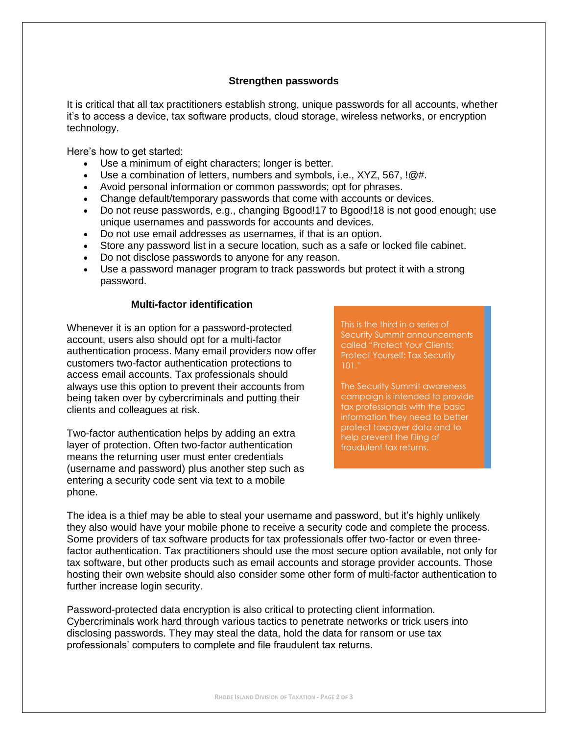## Strengthen passwords

It is critical that all tax practitioners establish strong, unique passwords for all accounts, whether it's to access a device, tax software products, cloud storage, wireless networks, or encryption technology.

Here's how to get started:

- Use a minimum of eight characters; longer is better.
- Use a combination of letters, numbers and symbols, i.e., XYZ, 567, !@#.
- Avoid personal information or common passwords; opt for phrases.
- Change default/temporary passwords that come with accounts or devices.
- Do not reuse passwords, e.g., changing Bgood!17 to Bgood!18 is not good enough; use unique usernames and passwords for accounts and devices.
- Do not use email addresses as usernames, if that is an option.
- Store any password list in a secure location, such as a safe or locked file cabinet.
- Do not disclose passwords to anyone for any reason.
- Use a password manager program to track passwords but protect it with a strong password.

## Multi-factor identification

Whenever it is an option for a password-protected account, users also should opt for a multi-factor authentication process. Many email providers now offer customers two-factor authentication protections to access email accounts. Tax professionals should always use this option to prevent their accounts from being taken over by cybercriminals and putting their clients and colleagues at risk.

Two-factor authentication helps by adding an extra layer of protection. Often two-factor authentication means the returning user must enter credentials (username and password) plus another step such as entering a security code sent via text to a mobile phone.

> This is the third in a series of Security Summit announcements called "Protect Your Clients; Protect Yourself: Tax Security 101."
>
> The Security Summit awareness campaign is intended to provide tax professionals with the basic information they need to better protect taxpayer data and to help prevent the filing of fraudulent tax returns.

The idea is a thief may be able to steal your username and password, but it's highly unlikely they also would have your mobile phone to receive a security code and complete the process. Some providers of tax software products for tax professionals offer two-factor or even three-factor authentication. Tax practitioners should use the most secure option available, not only for tax software, but other products such as email accounts and storage provider accounts. Those hosting their own website should also consider some other form of multi-factor authentication to further increase login security.

Password-protected data encryption is also critical to protecting client information. Cybercriminals work hard through various tactics to penetrate networks or trick users into disclosing passwords. They may steal the data, hold the data for ransom or use tax professionals' computers to complete and file fraudulent tax returns.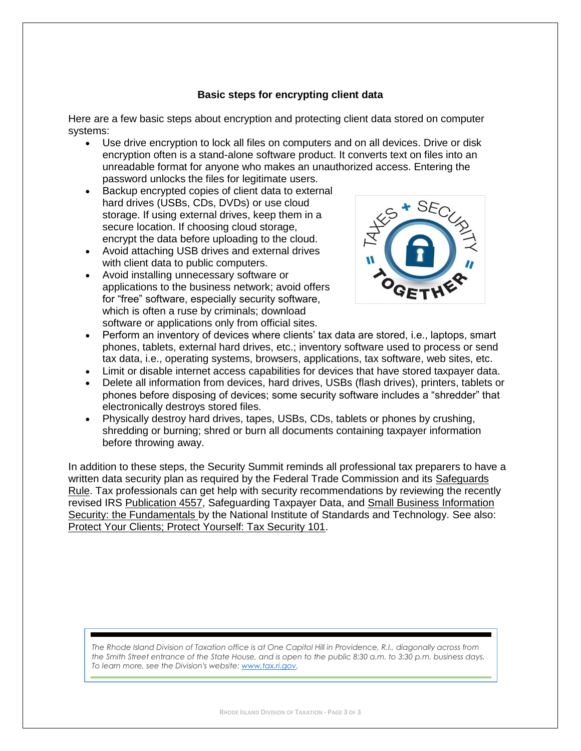### Basic steps for encrypting client data

Here are a few basic steps about encryption and protecting client data stored on computer systems:

- Use drive encryption to lock all files on computers and on all devices. Drive or disk encryption often is a stand-alone software product. It converts text on files into an unreadable format for anyone who makes an unauthorized access. Entering the password unlocks the files for legitimate users.
- Backup encrypted copies of client data to external hard drives (USBs, CDs, DVDs) or use cloud storage. If using external drives, keep them in a secure location. If choosing cloud storage, encrypt the data before uploading to the cloud.
- Avoid attaching USB drives and external drives with client data to public computers.
- Avoid installing unnecessary software or applications to the business network; avoid offers for "free" software, especially security software, which is often a ruse by criminals; download software or applications only from official sites.
- Perform an inventory of devices where clients' tax data are stored, i.e., laptops, smart phones, tablets, external hard drives, etc.; inventory software used to process or send tax data, i.e., operating systems, browsers, applications, tax software, web sites, etc.
- Limit or disable internet access capabilities for devices that have stored taxpayer data.
- Delete all information from devices, hard drives, USBs (flash drives), printers, tablets or phones before disposing of devices; some security software includes a "shredder" that electronically destroys stored files.
- Physically destroy hard drives, tapes, USBs, CDs, tablets or phones by crushing, shredding or burning; shred or burn all documents containing taxpayer information before throwing away.

In addition to these steps, the Security Summit reminds all professional tax preparers to have a written data security plan as required by the Federal Trade Commission and its Safeguards Rule. Tax professionals can get help with security recommendations by reviewing the recently revised IRS Publication 4557, Safeguarding Taxpayer Data, and Small Business Information Security: the Fundamentals by the National Institute of Standards and Technology. See also: Protect Your Clients; Protect Yourself: Tax Security 101.

*The Rhode Island Division of Taxation office is at One Capitol Hill in Providence, R.I., diagonally across from the Smith Street entrance of the State House, and is open to the public 8:30 a.m. to 3:30 p.m. business days. To learn more, see the Division's website: www.tax.ri.gov.*